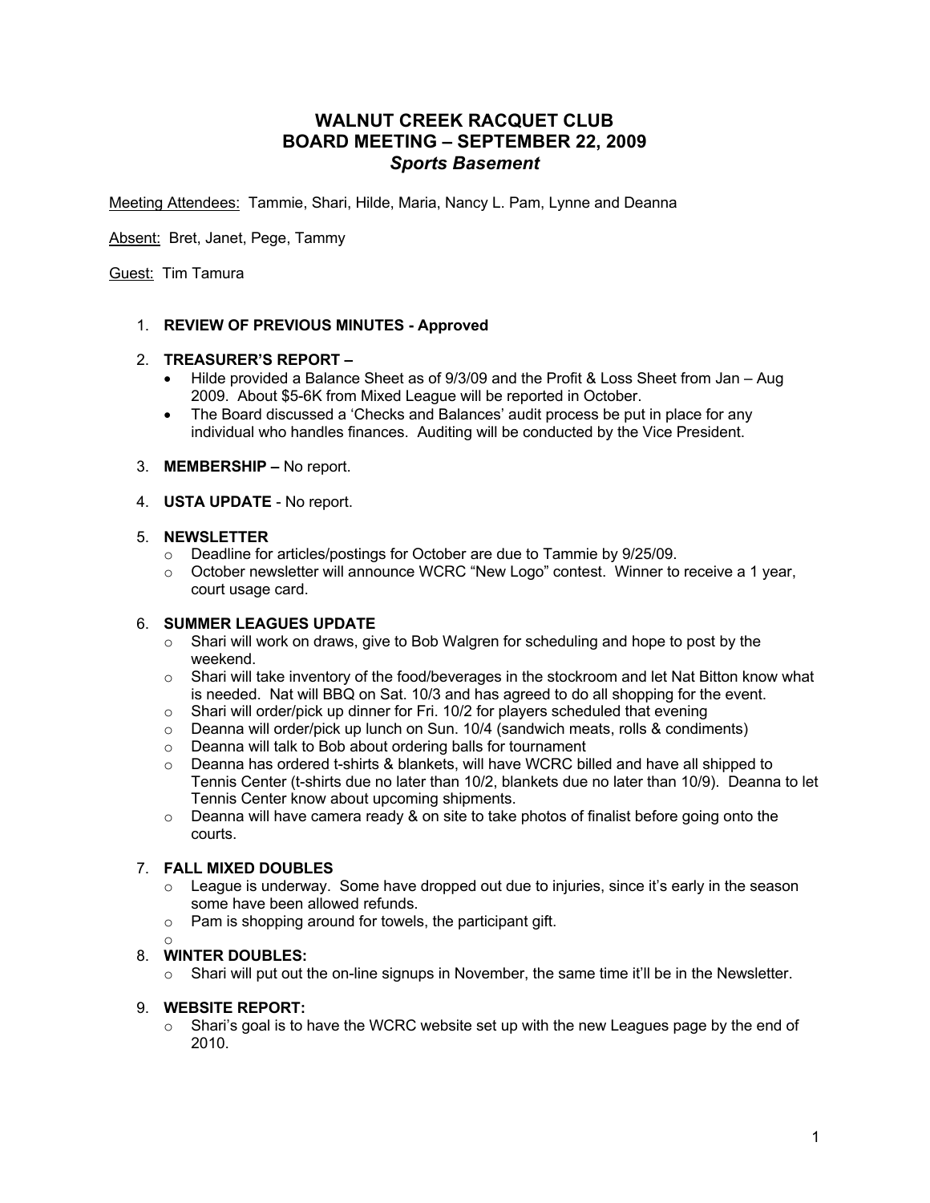# WALNUT CREEK RACQUET CLUB
## BOARD MEETING – SEPTEMBER 22, 2009
### *Sports Basement*

<u>Meeting Attendees:</u> Tammie, Shari, Hilde, Maria, Nancy L. Pam, Lynne and Deanna

<u>Absent:</u> Bret, Janet, Pege, Tammy

<u>Guest:</u> Tim Tamura

1. **REVIEW OF PREVIOUS MINUTES - Approved**

2. **TREASURER'S REPORT –**
   - Hilde provided a Balance Sheet as of 9/3/09 and the Profit & Loss Sheet from Jan – Aug 2009. About $5-6K from Mixed League will be reported in October.
   - The Board discussed a 'Checks and Balances' audit process be put in place for any individual who handles finances. Auditing will be conducted by the Vice President.

3. **MEMBERSHIP –** No report.

4. **USTA UPDATE** - No report.

5. **NEWSLETTER**
   - Deadline for articles/postings for October are due to Tammie by 9/25/09.
   - October newsletter will announce WCRC "New Logo" contest. Winner to receive a 1 year, court usage card.

6. **SUMMER LEAGUES UPDATE**
   - Shari will work on draws, give to Bob Walgren for scheduling and hope to post by the weekend.
   - Shari will take inventory of the food/beverages in the stockroom and let Nat Bitton know what is needed. Nat will BBQ on Sat. 10/3 and has agreed to do all shopping for the event.
   - Shari will order/pick up dinner for Fri. 10/2 for players scheduled that evening
   - Deanna will order/pick up lunch on Sun. 10/4 (sandwich meats, rolls & condiments)
   - Deanna will talk to Bob about ordering balls for tournament
   - Deanna has ordered t-shirts & blankets, will have WCRC billed and have all shipped to Tennis Center (t-shirts due no later than 10/2, blankets due no later than 10/9). Deanna to let Tennis Center know about upcoming shipments.
   - Deanna will have camera ready & on site to take photos of finalist before going onto the courts.

7. **FALL MIXED DOUBLES**
   - League is underway. Some have dropped out due to injuries, since it's early in the season some have been allowed refunds.
   - Pam is shopping around for towels, the participant gift.
   - 

8. **WINTER DOUBLES:**
   - Shari will put out the on-line signups in November, the same time it'll be in the Newsletter.

9. **WEBSITE REPORT:**
   - Shari's goal is to have the WCRC website set up with the new Leagues page by the end of 2010.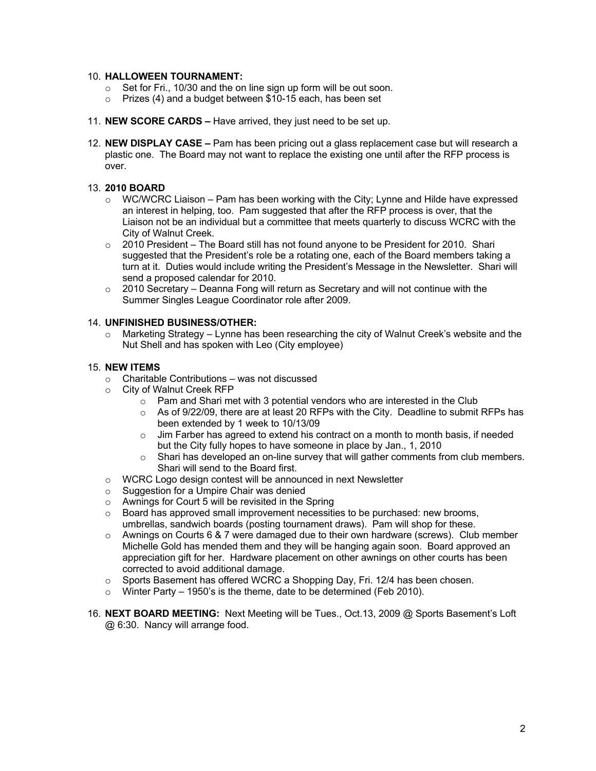10. **HALLOWEEN TOURNAMENT:**
    - Set for Fri., 10/30 and the on line sign up form will be out soon.
    - Prizes (4) and a budget between $10-15 each, has been set

11. **NEW SCORE CARDS –** Have arrived, they just need to be set up.

12. **NEW DISPLAY CASE –** Pam has been pricing out a glass replacement case but will research a plastic one. The Board may not want to replace the existing one until after the RFP process is over.

13. **2010 BOARD**
    - WC/WCRC Liaison – Pam has been working with the City; Lynne and Hilde have expressed an interest in helping, too. Pam suggested that after the RFP process is over, that the Liaison not be an individual but a committee that meets quarterly to discuss WCRC with the City of Walnut Creek.
    - 2010 President – The Board still has not found anyone to be President for 2010. Shari suggested that the President's role be a rotating one, each of the Board members taking a turn at it. Duties would include writing the President's Message in the Newsletter. Shari will send a proposed calendar for 2010.
    - 2010 Secretary – Deanna Fong will return as Secretary and will not continue with the Summer Singles League Coordinator role after 2009.

14. **UNFINISHED BUSINESS/OTHER:**
    - Marketing Strategy – Lynne has been researching the city of Walnut Creek's website and the Nut Shell and has spoken with Leo (City employee)

15. **NEW ITEMS**
    - Charitable Contributions – was not discussed
    - City of Walnut Creek RFP
        - Pam and Shari met with 3 potential vendors who are interested in the Club
        - As of 9/22/09, there are at least 20 RFPs with the City. Deadline to submit RFPs has been extended by 1 week to 10/13/09
        - Jim Farber has agreed to extend his contract on a month to month basis, if needed but the City fully hopes to have someone in place by Jan., 1, 2010
        - Shari has developed an on-line survey that will gather comments from club members. Shari will send to the Board first.
    - WCRC Logo design contest will be announced in next Newsletter
    - Suggestion for a Umpire Chair was denied
    - Awnings for Court 5 will be revisited in the Spring
    - Board has approved small improvement necessities to be purchased: new brooms, umbrellas, sandwich boards (posting tournament draws). Pam will shop for these.
    - Awnings on Courts 6 & 7 were damaged due to their own hardware (screws). Club member Michelle Gold has mended them and they will be hanging again soon. Board approved an appreciation gift for her. Hardware placement on other awnings on other courts has been corrected to avoid additional damage.
    - Sports Basement has offered WCRC a Shopping Day, Fri. 12/4 has been chosen.
    - Winter Party – 1950's is the theme, date to be determined (Feb 2010).

16. **NEXT BOARD MEETING:** Next Meeting will be Tues., Oct.13, 2009 @ Sports Basement's Loft @ 6:30. Nancy will arrange food.